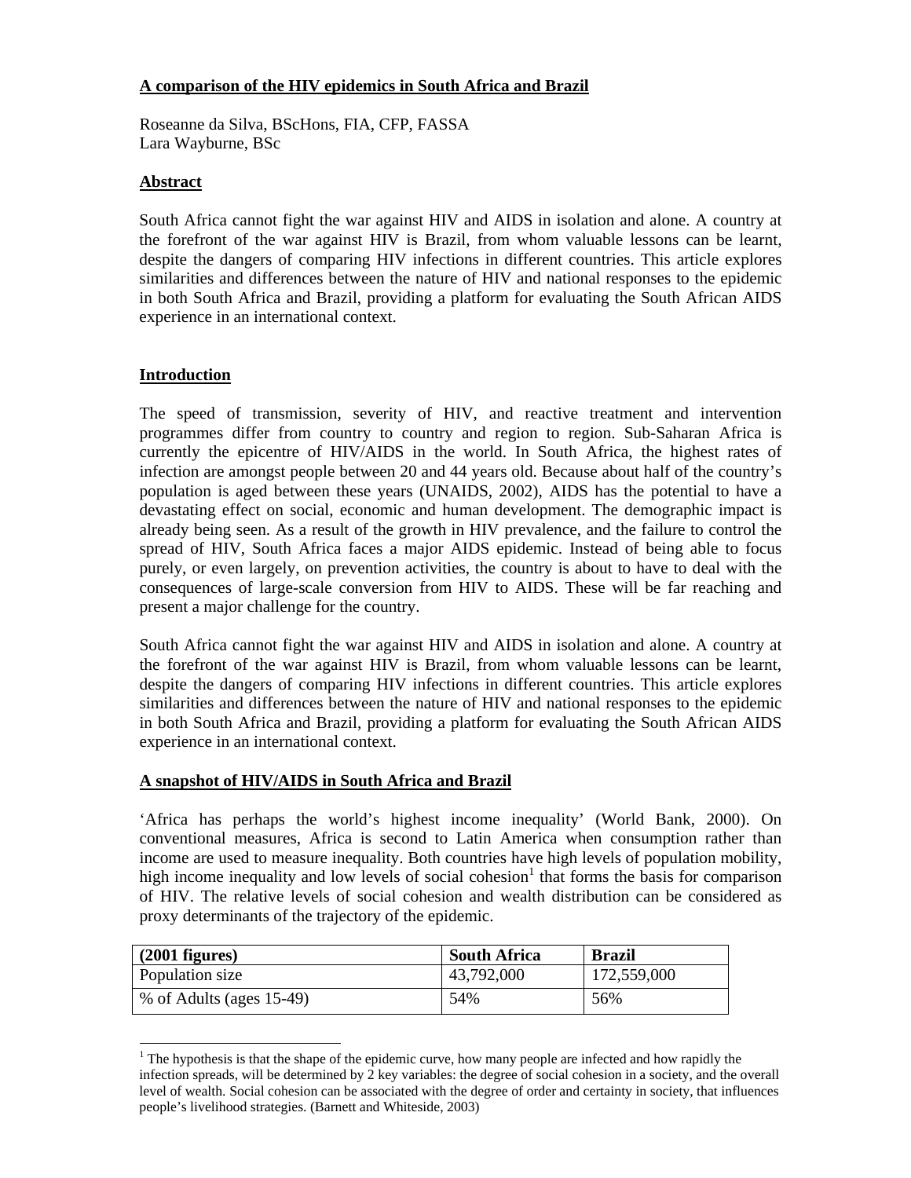# A comparison of the HIV epidemics in South Africa and Brazil

Roseanne da Silva, BScHons, FIA, CFP, FASSA
Lara Wayburne, BSc

## Abstract

South Africa cannot fight the war against HIV and AIDS in isolation and alone. A country at the forefront of the war against HIV is Brazil, from whom valuable lessons can be learnt, despite the dangers of comparing HIV infections in different countries. This article explores similarities and differences between the nature of HIV and national responses to the epidemic in both South Africa and Brazil, providing a platform for evaluating the South African AIDS experience in an international context.

## Introduction

The speed of transmission, severity of HIV, and reactive treatment and intervention programmes differ from country to country and region to region. Sub-Saharan Africa is currently the epicentre of HIV/AIDS in the world. In South Africa, the highest rates of infection are amongst people between 20 and 44 years old. Because about half of the country's population is aged between these years (UNAIDS, 2002), AIDS has the potential to have a devastating effect on social, economic and human development. The demographic impact is already being seen. As a result of the growth in HIV prevalence, and the failure to control the spread of HIV, South Africa faces a major AIDS epidemic. Instead of being able to focus purely, or even largely, on prevention activities, the country is about to have to deal with the consequences of large-scale conversion from HIV to AIDS. These will be far reaching and present a major challenge for the country.

South Africa cannot fight the war against HIV and AIDS in isolation and alone. A country at the forefront of the war against HIV is Brazil, from whom valuable lessons can be learnt, despite the dangers of comparing HIV infections in different countries. This article explores similarities and differences between the nature of HIV and national responses to the epidemic in both South Africa and Brazil, providing a platform for evaluating the South African AIDS experience in an international context.

## A snapshot of HIV/AIDS in South Africa and Brazil

'Africa has perhaps the world's highest income inequality' (World Bank, 2000). On conventional measures, Africa is second to Latin America when consumption rather than income are used to measure inequality. Both countries have high levels of population mobility, high income inequality and low levels of social cohesion[1] that forms the basis for comparison of HIV. The relative levels of social cohesion and wealth distribution can be considered as proxy determinants of the trajectory of the epidemic.

| (2001 figures) | South Africa | Brazil |
|---|---|---|
| Population size | 43,792,000 | 172,559,000 |
| % of Adults (ages 15-49) | 54% | 56% |

[1] The hypothesis is that the shape of the epidemic curve, how many people are infected and how rapidly the infection spreads, will be determined by 2 key variables: the degree of social cohesion in a society, and the overall level of wealth. Social cohesion can be associated with the degree of order and certainty in society, that influences people's livelihood strategies. (Barnett and Whiteside, 2003)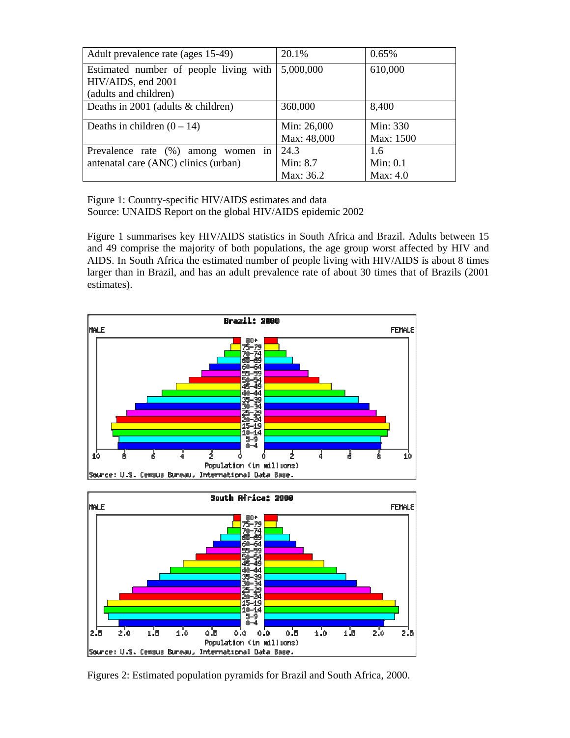| Adult prevalence rate (ages 15-49) | 20.1% | 0.65% |
|---|---|---|
| Estimated number of people living with HIV/AIDS, end 2001 (adults and children) | 5,000,000 | 610,000 |
| Deaths in 2001 (adults & children) | 360,000 | 8,400 |
| Deaths in children (0 – 14) | Min: 26,000 Max: 48,000 | Min: 330 Max: 1500 |
| Prevalence rate (%) among women in antenatal care (ANC) clinics (urban) | 24.3 Min: 8.7 Max: 36.2 | 1.6 Min: 0.1 Max: 4.0 |

Figure 1: Country-specific HIV/AIDS estimates and data
Source: UNAIDS Report on the global HIV/AIDS epidemic 2002

Figure 1 summarises key HIV/AIDS statistics in South Africa and Brazil. Adults between 15 and 49 comprise the majority of both populations, the age group worst affected by HIV and AIDS. In South Africa the estimated number of people living with HIV/AIDS is about 8 times larger than in Brazil, and has an adult prevalence rate of about 30 times that of Brazils (2001 estimates).

Figures 2: Estimated population pyramids for Brazil and South Africa, 2000.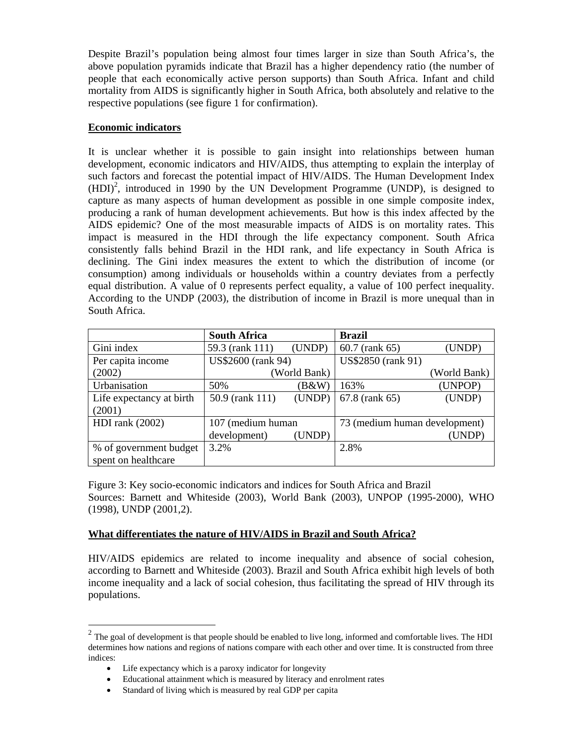Despite Brazil's population being almost four times larger in size than South Africa's, the above population pyramids indicate that Brazil has a higher dependency ratio (the number of people that each economically active person supports) than South Africa. Infant and child mortality from AIDS is significantly higher in South Africa, both absolutely and relative to the respective populations (see figure 1 for confirmation).

**Economic indicators**

It is unclear whether it is possible to gain insight into relationships between human development, economic indicators and HIV/AIDS, thus attempting to explain the interplay of such factors and forecast the potential impact of HIV/AIDS. The Human Development Index (HDI)[2], introduced in 1990 by the UN Development Programme (UNDP), is designed to capture as many aspects of human development as possible in one simple composite index, producing a rank of human development achievements. But how is this index affected by the AIDS epidemic? One of the most measurable impacts of AIDS is on mortality rates. This impact is measured in the HDI through the life expectancy component. South Africa consistently falls behind Brazil in the HDI rank, and life expectancy in South Africa is declining. The Gini index measures the extent to which the distribution of income (or consumption) among individuals or households within a country deviates from a perfectly equal distribution. A value of 0 represents perfect equality, a value of 100 perfect inequality. According to the UNDP (2003), the distribution of income in Brazil is more unequal than in South Africa.

| | **South Africa** | **Brazil** |
|---|---|---|
| Gini index | 59.3 (rank 111) (UNDP) | 60.7 (rank 65) (UNDP) |
| Per capita income (2002) | US$2600 (rank 94) (World Bank) | US$2850 (rank 91) (World Bank) |
| Urbanisation | 50% (B&W) | 163% (UNPOP) |
| Life expectancy at birth (2001) | 50.9 (rank 111) (UNDP) | 67.8 (rank 65) (UNDP) |
| HDI rank (2002) | 107 (medium human development) (UNDP) | 73 (medium human development) (UNDP) |
| % of government budget spent on healthcare | 3.2% | 2.8% |

Figure 3: Key socio-economic indicators and indices for South Africa and Brazil
Sources: Barnett and Whiteside (2003), World Bank (2003), UNPOP (1995-2000), WHO (1998), UNDP (2001,2).

**What differentiates the nature of HIV/AIDS in Brazil and South Africa?**

HIV/AIDS epidemics are related to income inequality and absence of social cohesion, according to Barnett and Whiteside (2003). Brazil and South Africa exhibit high levels of both income inequality and a lack of social cohesion, thus facilitating the spread of HIV through its populations.

---

[2] The goal of development is that people should be enabled to live long, informed and comfortable lives. The HDI determines how nations and regions of nations compare with each other and over time. It is constructed from three indices:

- Life expectancy which is a paroxy indicator for longevity
- Educational attainment which is measured by literacy and enrolment rates
- Standard of living which is measured by real GDP per capita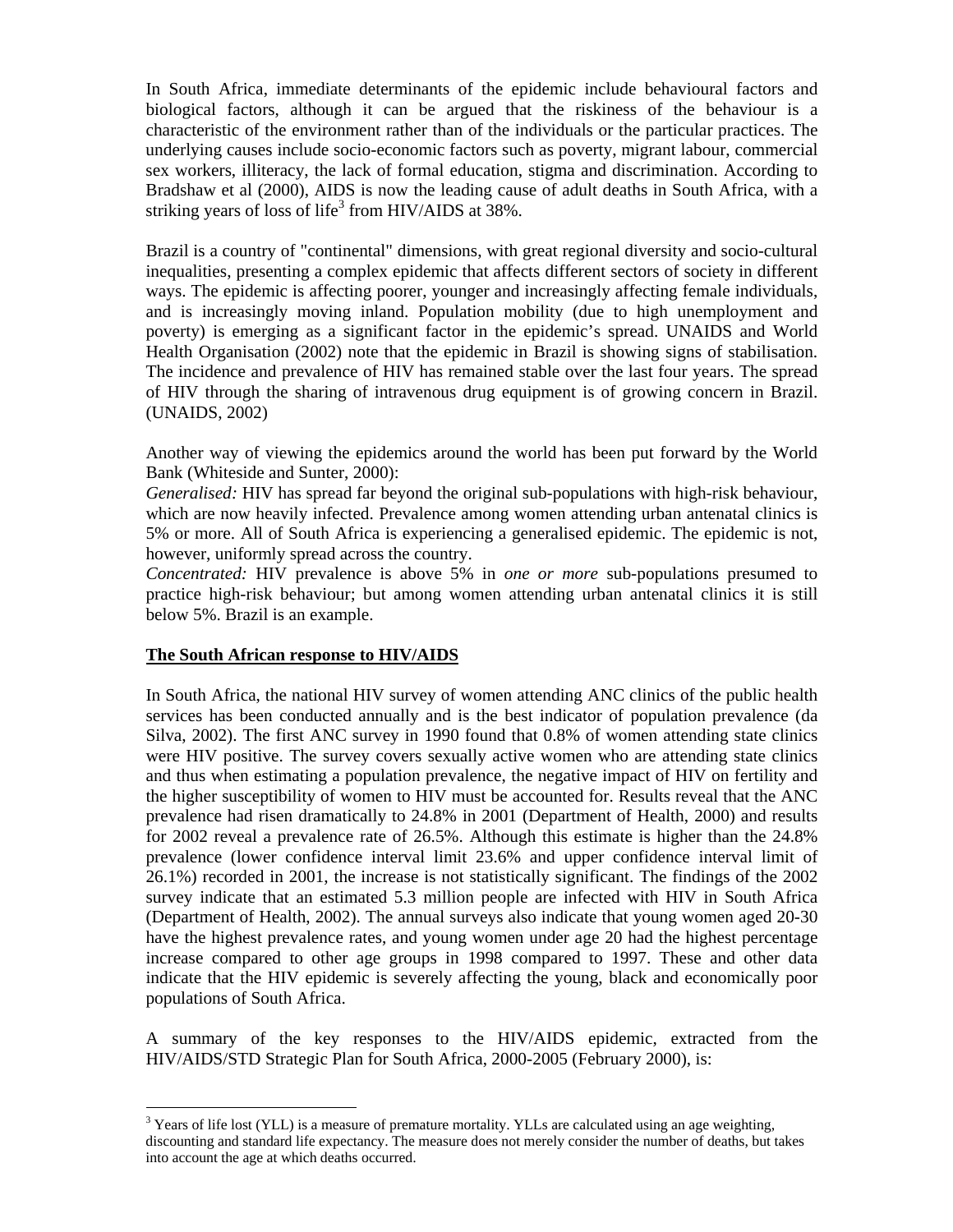In South Africa, immediate determinants of the epidemic include behavioural factors and biological factors, although it can be argued that the riskiness of the behaviour is a characteristic of the environment rather than of the individuals or the particular practices. The underlying causes include socio-economic factors such as poverty, migrant labour, commercial sex workers, illiteracy, the lack of formal education, stigma and discrimination. According to Bradshaw et al (2000), AIDS is now the leading cause of adult deaths in South Africa, with a striking years of loss of life[3] from HIV/AIDS at 38%.

Brazil is a country of "continental" dimensions, with great regional diversity and socio-cultural inequalities, presenting a complex epidemic that affects different sectors of society in different ways. The epidemic is affecting poorer, younger and increasingly affecting female individuals, and is increasingly moving inland. Population mobility (due to high unemployment and poverty) is emerging as a significant factor in the epidemic's spread. UNAIDS and World Health Organisation (2002) note that the epidemic in Brazil is showing signs of stabilisation. The incidence and prevalence of HIV has remained stable over the last four years. The spread of HIV through the sharing of intravenous drug equipment is of growing concern in Brazil. (UNAIDS, 2002)

Another way of viewing the epidemics around the world has been put forward by the World Bank (Whiteside and Sunter, 2000):
*Generalised:* HIV has spread far beyond the original sub-populations with high-risk behaviour, which are now heavily infected. Prevalence among women attending urban antenatal clinics is 5% or more. All of South Africa is experiencing a generalised epidemic. The epidemic is not, however, uniformly spread across the country.
*Concentrated:* HIV prevalence is above 5% in *one or more* sub-populations presumed to practice high-risk behaviour; but among women attending urban antenatal clinics it is still below 5%. Brazil is an example.

**The South African response to HIV/AIDS**

In South Africa, the national HIV survey of women attending ANC clinics of the public health services has been conducted annually and is the best indicator of population prevalence (da Silva, 2002). The first ANC survey in 1990 found that 0.8% of women attending state clinics were HIV positive. The survey covers sexually active women who are attending state clinics and thus when estimating a population prevalence, the negative impact of HIV on fertility and the higher susceptibility of women to HIV must be accounted for. Results reveal that the ANC prevalence had risen dramatically to 24.8% in 2001 (Department of Health, 2000) and results for 2002 reveal a prevalence rate of 26.5%. Although this estimate is higher than the 24.8% prevalence (lower confidence interval limit 23.6% and upper confidence interval limit of 26.1%) recorded in 2001, the increase is not statistically significant. The findings of the 2002 survey indicate that an estimated 5.3 million people are infected with HIV in South Africa (Department of Health, 2002). The annual surveys also indicate that young women aged 20-30 have the highest prevalence rates, and young women under age 20 had the highest percentage increase compared to other age groups in 1998 compared to 1997. These and other data indicate that the HIV epidemic is severely affecting the young, black and economically poor populations of South Africa.

A summary of the key responses to the HIV/AIDS epidemic, extracted from the HIV/AIDS/STD Strategic Plan for South Africa, 2000-2005 (February 2000), is:

[3] Years of life lost (YLL) is a measure of premature mortality. YLLs are calculated using an age weighting, discounting and standard life expectancy. The measure does not merely consider the number of deaths, but takes into account the age at which deaths occurred.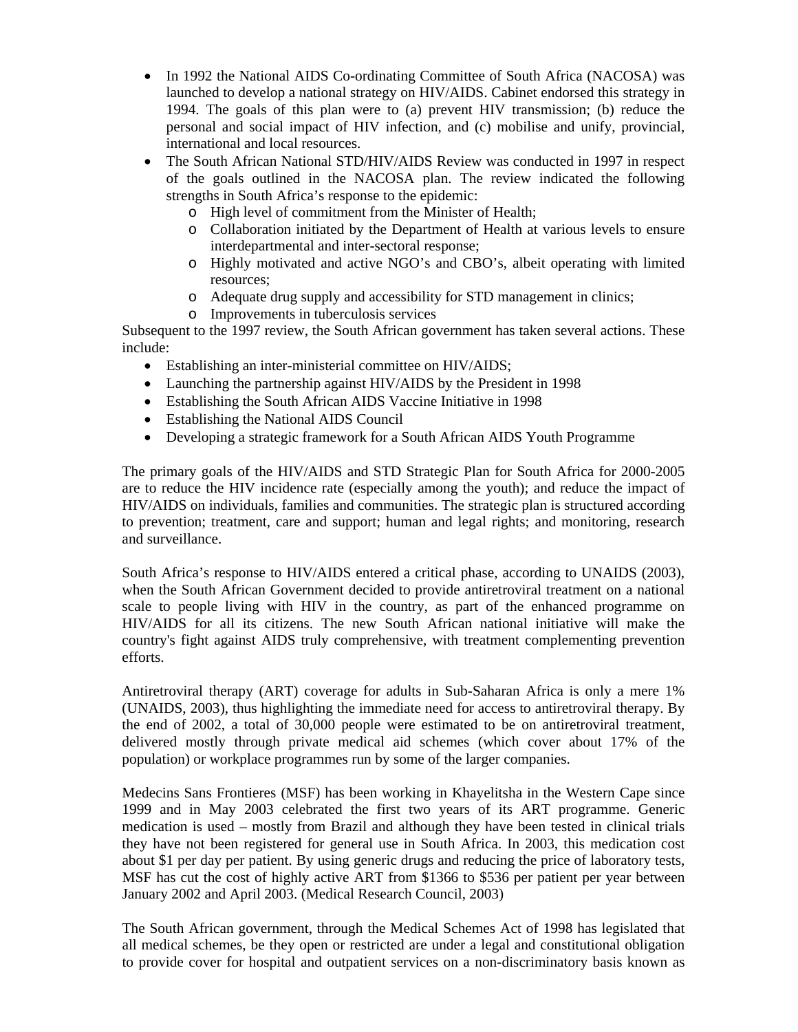- In 1992 the National AIDS Co-ordinating Committee of South Africa (NACOSA) was launched to develop a national strategy on HIV/AIDS. Cabinet endorsed this strategy in 1994. The goals of this plan were to (a) prevent HIV transmission; (b) reduce the personal and social impact of HIV infection, and (c) mobilise and unify, provincial, international and local resources.
- The South African National STD/HIV/AIDS Review was conducted in 1997 in respect of the goals outlined in the NACOSA plan. The review indicated the following strengths in South Africa's response to the epidemic:
  - High level of commitment from the Minister of Health;
  - Collaboration initiated by the Department of Health at various levels to ensure interdepartmental and inter-sectoral response;
  - Highly motivated and active NGO's and CBO's, albeit operating with limited resources;
  - Adequate drug supply and accessibility for STD management in clinics;
  - Improvements in tuberculosis services

Subsequent to the 1997 review, the South African government has taken several actions. These include:

- Establishing an inter-ministerial committee on HIV/AIDS;
- Launching the partnership against HIV/AIDS by the President in 1998
- Establishing the South African AIDS Vaccine Initiative in 1998
- Establishing the National AIDS Council
- Developing a strategic framework for a South African AIDS Youth Programme

The primary goals of the HIV/AIDS and STD Strategic Plan for South Africa for 2000-2005 are to reduce the HIV incidence rate (especially among the youth); and reduce the impact of HIV/AIDS on individuals, families and communities. The strategic plan is structured according to prevention; treatment, care and support; human and legal rights; and monitoring, research and surveillance.

South Africa's response to HIV/AIDS entered a critical phase, according to UNAIDS (2003), when the South African Government decided to provide antiretroviral treatment on a national scale to people living with HIV in the country, as part of the enhanced programme on HIV/AIDS for all its citizens. The new South African national initiative will make the country's fight against AIDS truly comprehensive, with treatment complementing prevention efforts.

Antiretroviral therapy (ART) coverage for adults in Sub-Saharan Africa is only a mere 1% (UNAIDS, 2003), thus highlighting the immediate need for access to antiretroviral therapy. By the end of 2002, a total of 30,000 people were estimated to be on antiretroviral treatment, delivered mostly through private medical aid schemes (which cover about 17% of the population) or workplace programmes run by some of the larger companies.

Medecins Sans Frontieres (MSF) has been working in Khayelitsha in the Western Cape since 1999 and in May 2003 celebrated the first two years of its ART programme. Generic medication is used – mostly from Brazil and although they have been tested in clinical trials they have not been registered for general use in South Africa. In 2003, this medication cost about $1 per day per patient. By using generic drugs and reducing the price of laboratory tests, MSF has cut the cost of highly active ART from $1366 to $536 per patient per year between January 2002 and April 2003. (Medical Research Council, 2003)

The South African government, through the Medical Schemes Act of 1998 has legislated that all medical schemes, be they open or restricted are under a legal and constitutional obligation to provide cover for hospital and outpatient services on a non-discriminatory basis known as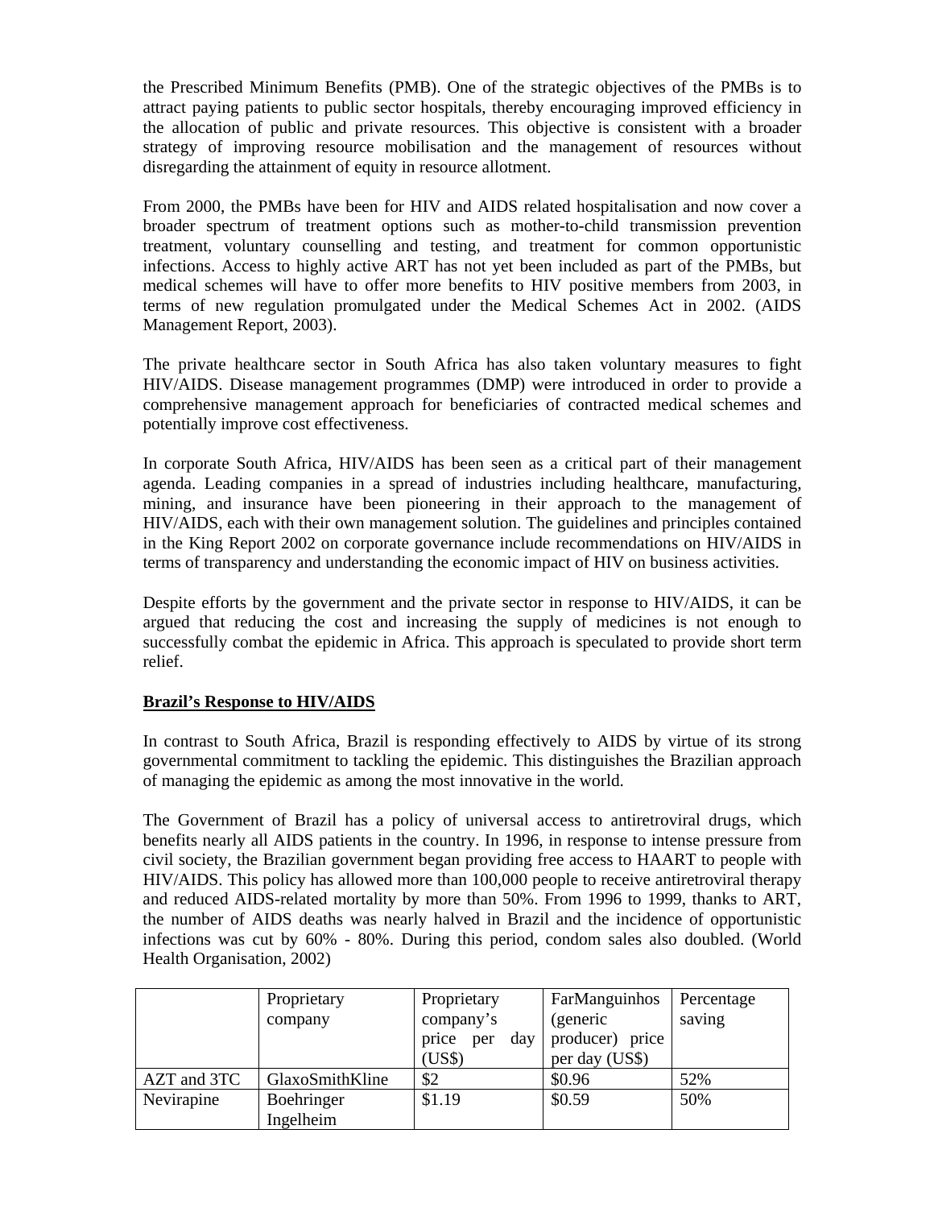the Prescribed Minimum Benefits (PMB). One of the strategic objectives of the PMBs is to attract paying patients to public sector hospitals, thereby encouraging improved efficiency in the allocation of public and private resources. This objective is consistent with a broader strategy of improving resource mobilisation and the management of resources without disregarding the attainment of equity in resource allotment.

From 2000, the PMBs have been for HIV and AIDS related hospitalisation and now cover a broader spectrum of treatment options such as mother-to-child transmission prevention treatment, voluntary counselling and testing, and treatment for common opportunistic infections. Access to highly active ART has not yet been included as part of the PMBs, but medical schemes will have to offer more benefits to HIV positive members from 2003, in terms of new regulation promulgated under the Medical Schemes Act in 2002. (AIDS Management Report, 2003).

The private healthcare sector in South Africa has also taken voluntary measures to fight HIV/AIDS. Disease management programmes (DMP) were introduced in order to provide a comprehensive management approach for beneficiaries of contracted medical schemes and potentially improve cost effectiveness.

In corporate South Africa, HIV/AIDS has been seen as a critical part of their management agenda. Leading companies in a spread of industries including healthcare, manufacturing, mining, and insurance have been pioneering in their approach to the management of HIV/AIDS, each with their own management solution. The guidelines and principles contained in the King Report 2002 on corporate governance include recommendations on HIV/AIDS in terms of transparency and understanding the economic impact of HIV on business activities.

Despite efforts by the government and the private sector in response to HIV/AIDS, it can be argued that reducing the cost and increasing the supply of medicines is not enough to successfully combat the epidemic in Africa. This approach is speculated to provide short term relief.

**Brazil's Response to HIV/AIDS**

In contrast to South Africa, Brazil is responding effectively to AIDS by virtue of its strong governmental commitment to tackling the epidemic. This distinguishes the Brazilian approach of managing the epidemic as among the most innovative in the world.

The Government of Brazil has a policy of universal access to antiretroviral drugs, which benefits nearly all AIDS patients in the country. In 1996, in response to intense pressure from civil society, the Brazilian government began providing free access to HAART to people with HIV/AIDS. This policy has allowed more than 100,000 people to receive antiretroviral therapy and reduced AIDS-related mortality by more than 50%. From 1996 to 1999, thanks to ART, the number of AIDS deaths was nearly halved in Brazil and the incidence of opportunistic infections was cut by 60% - 80%. During this period, condom sales also doubled. (World Health Organisation, 2002)

| | Proprietary company | Proprietary company's price per day (US$) | FarManguinhos (generic producer) price per day (US$) | Percentage saving |
|---|---|---|---|---|
| AZT and 3TC | GlaxoSmithKline | $2 | $0.96 | 52% |
| Nevirapine | Boehringer Ingelheim | $1.19 | $0.59 | 50% |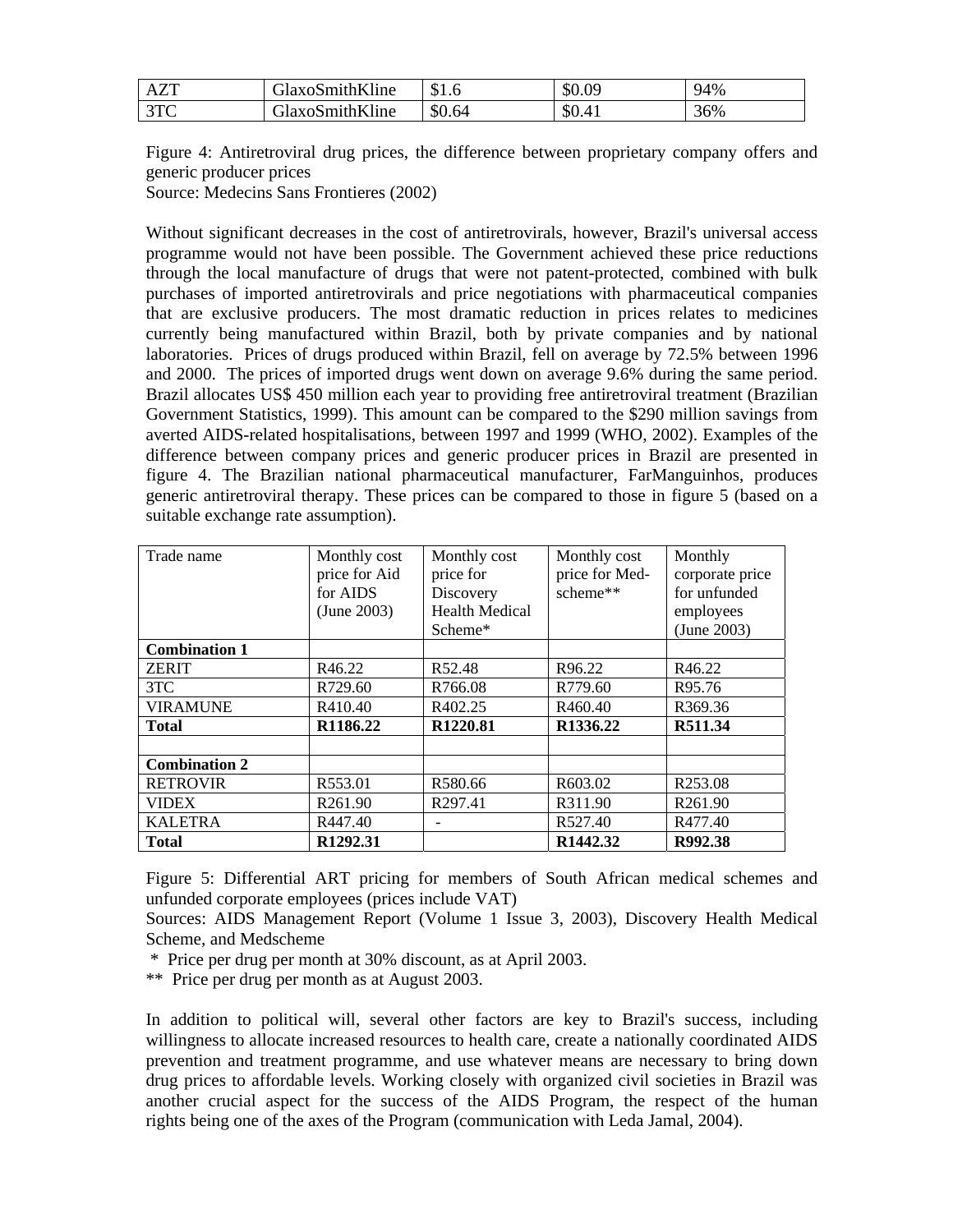| AZT | GlaxoSmithKline | \$1.6 | \$0.09 | 94% |
|---|---|---|---|---|
| 3TC | GlaxoSmithKline | \$0.64 | \$0.41 | 36% |

Figure 4: Antiretroviral drug prices, the difference between proprietary company offers and generic producer prices
Source: Medecins Sans Frontieres (2002)

Without significant decreases in the cost of antiretrovirals, however, Brazil's universal access programme would not have been possible. The Government achieved these price reductions through the local manufacture of drugs that were not patent-protected, combined with bulk purchases of imported antiretrovirals and price negotiations with pharmaceutical companies that are exclusive producers. The most dramatic reduction in prices relates to medicines currently being manufactured within Brazil, both by private companies and by national laboratories. Prices of drugs produced within Brazil, fell on average by 72.5% between 1996 and 2000. The prices of imported drugs went down on average 9.6% during the same period. Brazil allocates US\$ 450 million each year to providing free antiretroviral treatment (Brazilian Government Statistics, 1999). This amount can be compared to the \$290 million savings from averted AIDS-related hospitalisations, between 1997 and 1999 (WHO, 2002). Examples of the difference between company prices and generic producer prices in Brazil are presented in figure 4. The Brazilian national pharmaceutical manufacturer, FarManguinhos, produces generic antiretroviral therapy. These prices can be compared to those in figure 5 (based on a suitable exchange rate assumption).

| Trade name | Monthly cost price for Aid for AIDS (June 2003) | Monthly cost price for Discovery Health Medical Scheme* | Monthly cost price for Med-scheme** | Monthly corporate price for unfunded employees (June 2003) |
|---|---|---|---|---|
| **Combination 1** | | | | |
| ZERIT | R46.22 | R52.48 | R96.22 | R46.22 |
| 3TC | R729.60 | R766.08 | R779.60 | R95.76 |
| VIRAMUNE | R410.40 | R402.25 | R460.40 | R369.36 |
| **Total** | **R1186.22** | **R1220.81** | **R1336.22** | **R511.34** |
| | | | | |
| **Combination 2** | | | | |
| RETROVIR | R553.01 | R580.66 | R603.02 | R253.08 |
| VIDEX | R261.90 | R297.41 | R311.90 | R261.90 |
| KALETRA | R447.40 | - | R527.40 | R477.40 |
| **Total** | **R1292.31** | | **R1442.32** | **R992.38** |

Figure 5: Differential ART pricing for members of South African medical schemes and unfunded corporate employees (prices include VAT)
Sources: AIDS Management Report (Volume 1 Issue 3, 2003), Discovery Health Medical Scheme, and Medscheme

\* Price per drug per month at 30% discount, as at April 2003.
\*\* Price per drug per month as at August 2003.

In addition to political will, several other factors are key to Brazil's success, including willingness to allocate increased resources to health care, create a nationally coordinated AIDS prevention and treatment programme, and use whatever means are necessary to bring down drug prices to affordable levels. Working closely with organized civil societies in Brazil was another crucial aspect for the success of the AIDS Program, the respect of the human rights being one of the axes of the Program (communication with Leda Jamal, 2004).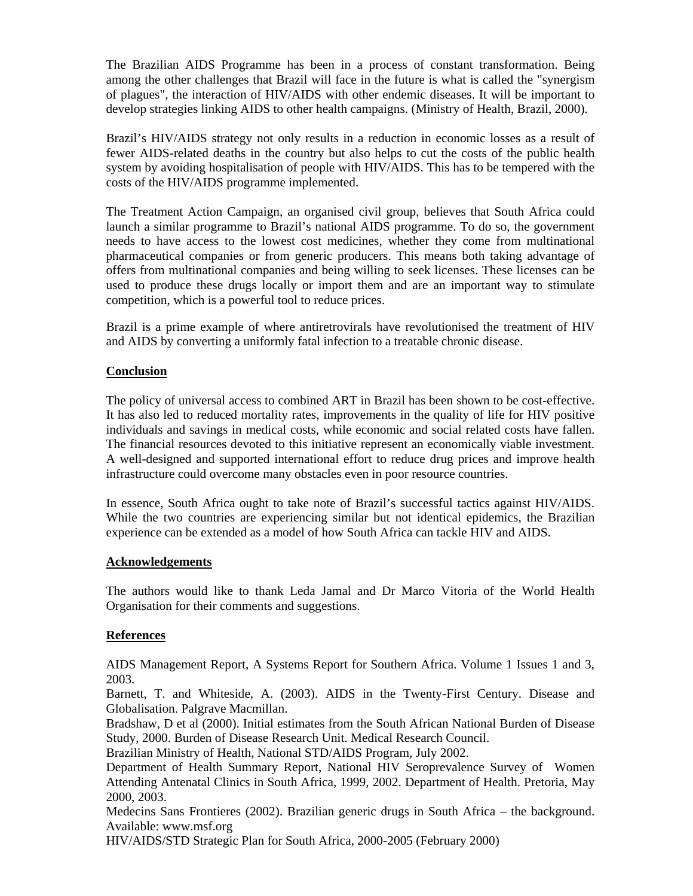The Brazilian AIDS Programme has been in a process of constant transformation. Being among the other challenges that Brazil will face in the future is what is called the "synergism of plagues", the interaction of HIV/AIDS with other endemic diseases. It will be important to develop strategies linking AIDS to other health campaigns. (Ministry of Health, Brazil, 2000).

Brazil's HIV/AIDS strategy not only results in a reduction in economic losses as a result of fewer AIDS-related deaths in the country but also helps to cut the costs of the public health system by avoiding hospitalisation of people with HIV/AIDS. This has to be tempered with the costs of the HIV/AIDS programme implemented.

The Treatment Action Campaign, an organised civil group, believes that South Africa could launch a similar programme to Brazil's national AIDS programme. To do so, the government needs to have access to the lowest cost medicines, whether they come from multinational pharmaceutical companies or from generic producers. This means both taking advantage of offers from multinational companies and being willing to seek licenses. These licenses can be used to produce these drugs locally or import them and are an important way to stimulate competition, which is a powerful tool to reduce prices.

Brazil is a prime example of where antiretrovirals have revolutionised the treatment of HIV and AIDS by converting a uniformly fatal infection to a treatable chronic disease.

## Conclusion

The policy of universal access to combined ART in Brazil has been shown to be cost-effective. It has also led to reduced mortality rates, improvements in the quality of life for HIV positive individuals and savings in medical costs, while economic and social related costs have fallen. The financial resources devoted to this initiative represent an economically viable investment. A well-designed and supported international effort to reduce drug prices and improve health infrastructure could overcome many obstacles even in poor resource countries.

In essence, South Africa ought to take note of Brazil's successful tactics against HIV/AIDS. While the two countries are experiencing similar but not identical epidemics, the Brazilian experience can be extended as a model of how South Africa can tackle HIV and AIDS.

## Acknowledgements

The authors would like to thank Leda Jamal and Dr Marco Vitoria of the World Health Organisation for their comments and suggestions.

## References

AIDS Management Report, A Systems Report for Southern Africa. Volume 1 Issues 1 and 3, 2003.

Barnett, T. and Whiteside, A. (2003). AIDS in the Twenty-First Century. Disease and Globalisation. Palgrave Macmillan.

Bradshaw, D et al (2000). Initial estimates from the South African National Burden of Disease Study, 2000. Burden of Disease Research Unit. Medical Research Council.

Brazilian Ministry of Health, National STD/AIDS Program, July 2002.

Department of Health Summary Report, National HIV Seroprevalence Survey of Women Attending Antenatal Clinics in South Africa, 1999, 2002. Department of Health. Pretoria, May 2000, 2003.

Medecins Sans Frontieres (2002). Brazilian generic drugs in South Africa – the background. Available: www.msf.org

HIV/AIDS/STD Strategic Plan for South Africa, 2000-2005 (February 2000)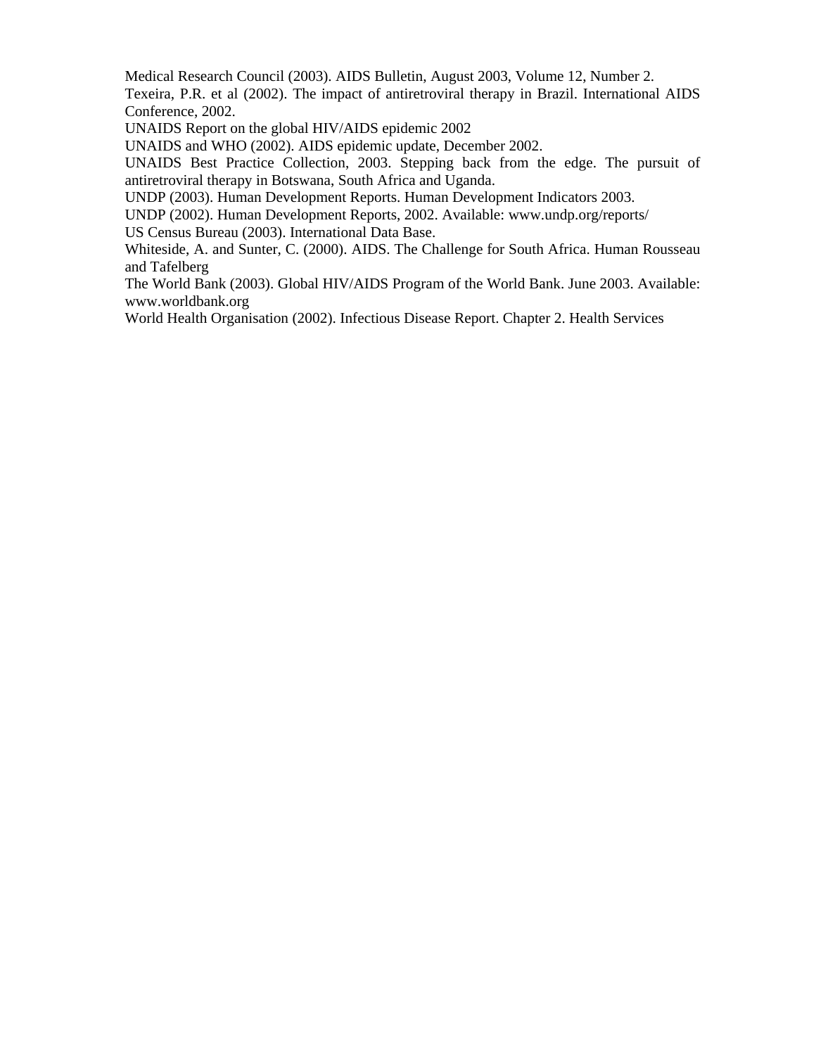Medical Research Council (2003). AIDS Bulletin, August 2003, Volume 12, Number 2.

Texeira, P.R. et al (2002). The impact of antiretroviral therapy in Brazil. International AIDS Conference, 2002.

UNAIDS Report on the global HIV/AIDS epidemic 2002

UNAIDS and WHO (2002). AIDS epidemic update, December 2002.

UNAIDS Best Practice Collection, 2003. Stepping back from the edge. The pursuit of antiretroviral therapy in Botswana, South Africa and Uganda.

UNDP (2003). Human Development Reports. Human Development Indicators 2003.

UNDP (2002). Human Development Reports, 2002. Available: www.undp.org/reports/

US Census Bureau (2003). International Data Base.

Whiteside, A. and Sunter, C. (2000). AIDS. The Challenge for South Africa. Human Rousseau and Tafelberg

The World Bank (2003). Global HIV/AIDS Program of the World Bank. June 2003. Available: www.worldbank.org

World Health Organisation (2002). Infectious Disease Report. Chapter 2. Health Services